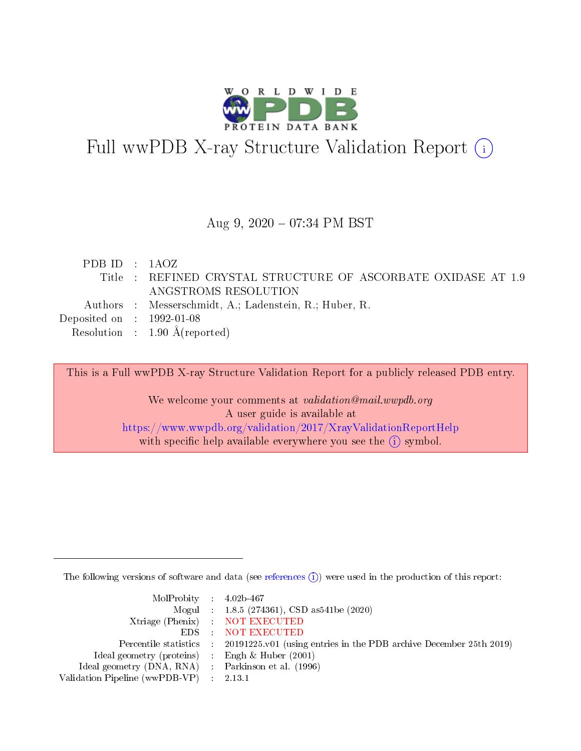# Full wwPDB X-ray Structure Validation Report

Aug 9, 2020 – 07:34 PM BST

| | | |
|---|---|---|
| PDB ID | : | 1AOZ |
| Title | : | REFINED CRYSTAL STRUCTURE OF ASCORBATE OXIDASE AT 1.9 ANGSTROMS RESOLUTION |
| Authors | : | Messerschmidt, A.; Ladenstein, R.; Huber, R. |
| Deposited on | : | 1992-01-08 |
| Resolution | : | 1.90 Å(reported) |

This is a Full wwPDB X-ray Structure Validation Report for a publicly released PDB entry.

We welcome your comments at *validation@mail.wwpdb.org*
A user guide is available at
https://www.wwpdb.org/validation/2017/XrayValidationReportHelp
with specific help available everywhere you see the (i) symbol.

The following versions of software and data (see references (i)) were used in the production of this report:

| | | |
|---|---|---|
| MolProbity | : | 4.02b-467 |
| Mogul | : | 1.8.5 (274361), CSD as541be (2020) |
| Xtriage (Phenix) | : | NOT EXECUTED |
| EDS | : | NOT EXECUTED |
| Percentile statistics | : | 20191225.v01 (using entries in the PDB archive December 25th 2019) |
| Ideal geometry (proteins) | : | Engh & Huber (2001) |
| Ideal geometry (DNA, RNA) | : | Parkinson et al. (1996) |
| Validation Pipeline (wwPDB-VP) | : | 2.13.1 |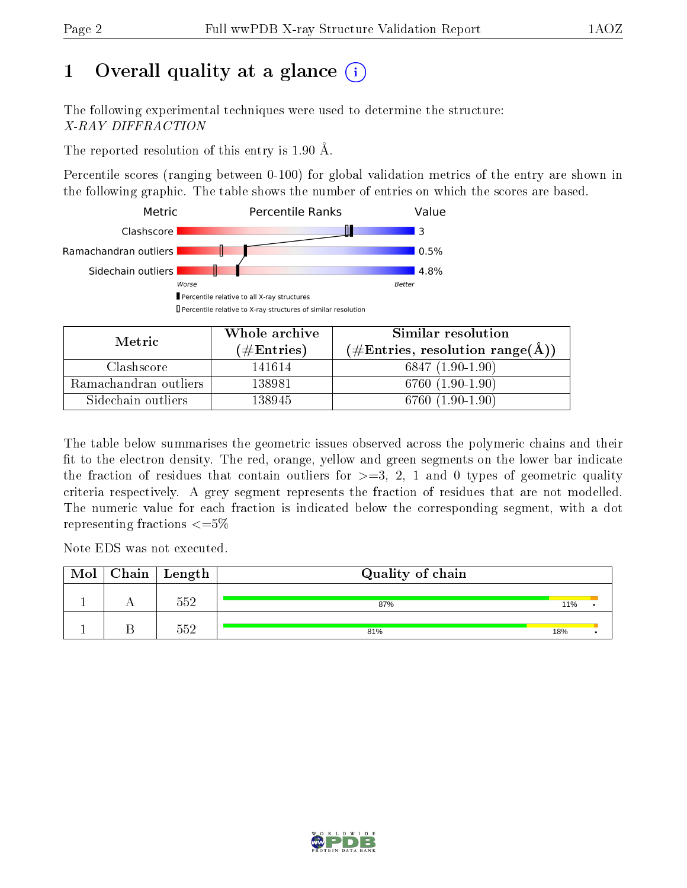# 1 Overall quality at a glance

The following experimental techniques were used to determine the structure:
*X-RAY DIFFRACTION*

The reported resolution of this entry is 1.90 Å.

Percentile scores (ranging between 0-100) for global validation metrics of the entry are shown in the following graphic. The table shows the number of entries on which the scores are based.

| Metric | Value |
|---|---|
| Clashscore | 3 |
| Ramachandran outliers | 0.5% |
| Sidechain outliers | 4.8% |

| Metric | Whole archive (#Entries) | Similar resolution (#Entries, resolution range(Å)) |
|---|---|---|
| Clashscore | 141614 | 6847 (1.90-1.90) |
| Ramachandran outliers | 138981 | 6760 (1.90-1.90) |
| Sidechain outliers | 138945 | 6760 (1.90-1.90) |

The table below summarises the geometric issues observed across the polymeric chains and their fit to the electron density. The red, orange, yellow and green segments on the lower bar indicate the fraction of residues that contain outliers for >=3, 2, 1 and 0 types of geometric quality criteria respectively. A grey segment represents the fraction of residues that are not modelled. The numeric value for each fraction is indicated below the corresponding segment, with a dot representing fractions <=5%

Note EDS was not executed.

| Mol | Chain | Length | Quality of chain |
|---|---|---|---|
| 1 | A | 552 | 87% 11% • |
| 1 | B | 552 | 81% 18% • |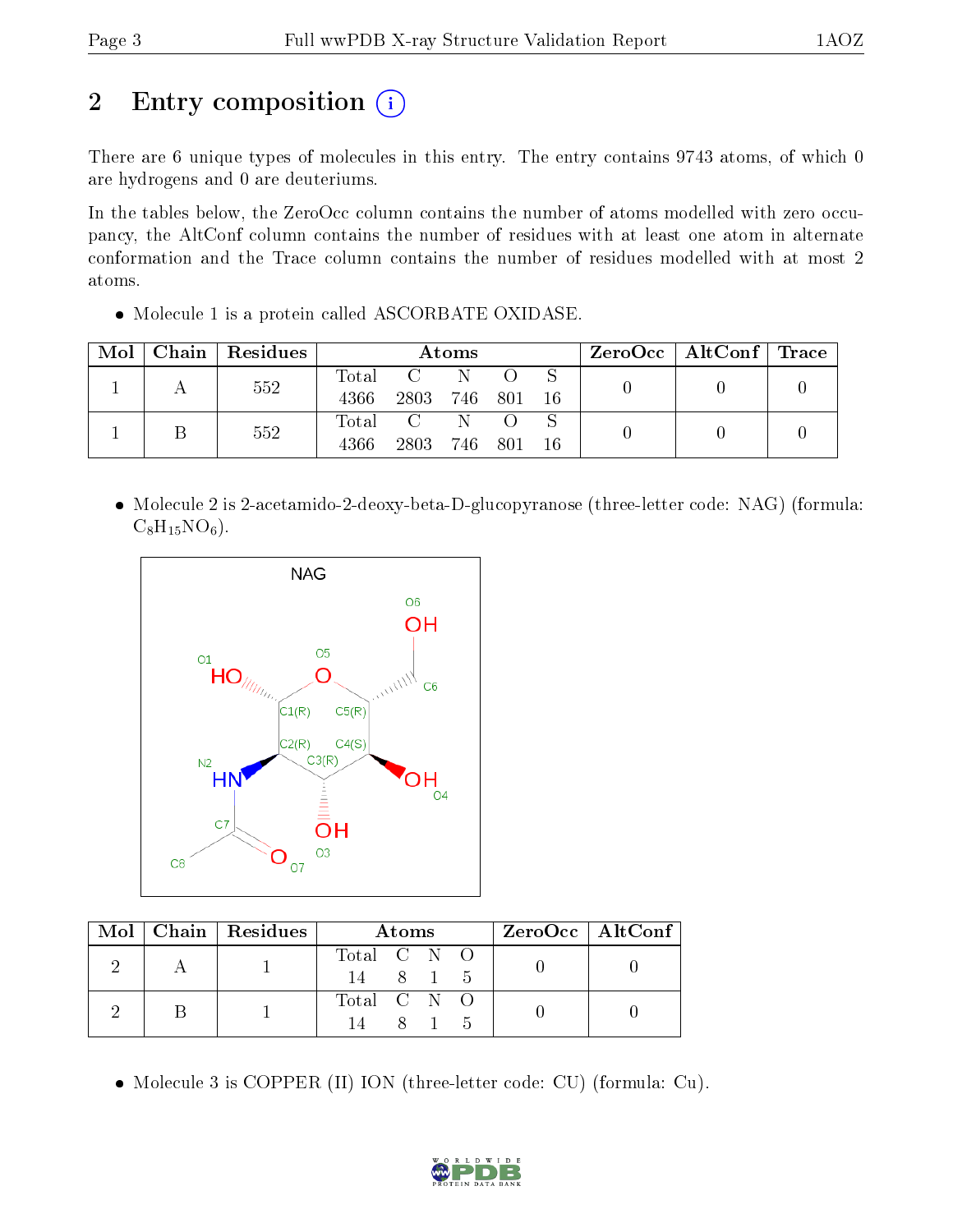# 2 Entry composition

There are 6 unique types of molecules in this entry. The entry contains 9743 atoms, of which 0 are hydrogens and 0 are deuteriums.

In the tables below, the ZeroOcc column contains the number of atoms modelled with zero occupancy, the AltConf column contains the number of residues with at least one atom in alternate conformation and the Trace column contains the number of residues modelled with at most 2 atoms.

- Molecule 1 is a protein called ASCORBATE OXIDASE.

| Mol | Chain | Residues | Atoms | | | | | ZeroOcc | AltConf | Trace |
|---|---|---|---|---|---|---|---|---|---|---|
| 1 | A | 552 | Total 4366 | C 2803 | N 746 | O 801 | S 16 | 0 | 0 | 0 |
| 1 | B | 552 | Total 4366 | C 2803 | N 746 | O 801 | S 16 | 0 | 0 | 0 |

- Molecule 2 is 2-acetamido-2-deoxy-beta-D-glucopyranose (three-letter code: NAG) (formula: $C_8H_{15}NO_6$).

| Mol | Chain | Residues | Atoms | | | | ZeroOcc | AltConf |
|---|---|---|---|---|---|---|---|---|
| 2 | A | 1 | Total 14 | C 8 | N 1 | O 5 | 0 | 0 |
| 2 | B | 1 | Total 14 | C 8 | N 1 | O 5 | 0 | 0 |

- Molecule 3 is COPPER (II) ION (three-letter code: CU) (formula: Cu).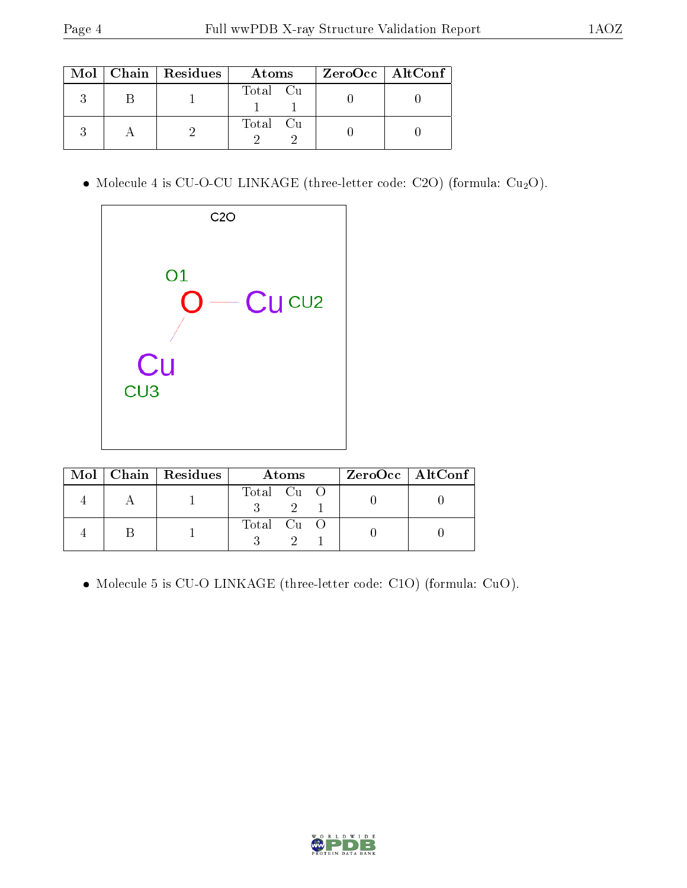| Mol | Chain | Residues | Atoms | | ZeroOcc | AltConf |
|---|---|---|---|---|---|---|
| 3 | B | 1 | Total<br>1 | Cu<br>1 | 0 | 0 |
| 3 | A | 2 | Total<br>2 | Cu<br>2 | 0 | 0 |

- Molecule 4 is CU-O-CU LINKAGE (three-letter code: C2O) (formula: $Cu_2O$).

| Mol | Chain | Residues | Atoms | | | ZeroOcc | AltConf |
|---|---|---|---|---|---|---|---|
| 4 | A | 1 | Total<br>3 | Cu<br>2 | O<br>1 | 0 | 0 |
| 4 | B | 1 | Total<br>3 | Cu<br>2 | O<br>1 | 0 | 0 |

- Molecule 5 is CU-O LINKAGE (three-letter code: C1O) (formula: CuO).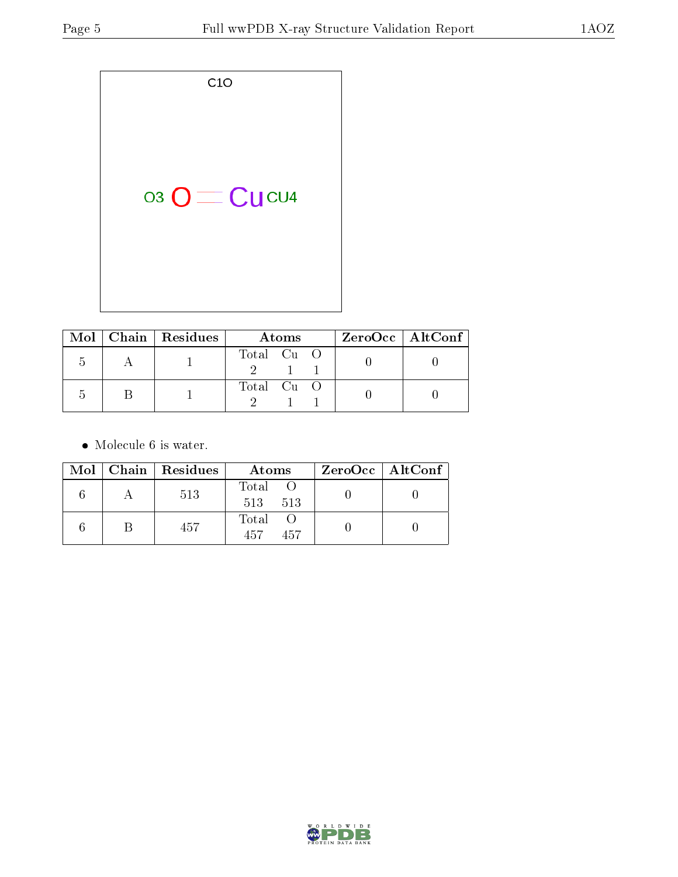C1O

O3 O Cu CU4

| Mol | Chain | Residues | Atoms | | | ZeroOcc | AltConf |
|---|---|---|---|---|---|---|---|
| | | | Total | Cu | O | | |
| 5 | A | 1 | 2 | 1 | 1 | 0 | 0 |
| 5 | B | 1 | 2 | 1 | 1 | 0 | 0 |

- Molecule 6 is water.

| Mol | Chain | Residues | Atoms | | ZeroOcc | AltConf |
|---|---|---|---|---|---|---|
| | | | Total | O | | |
| 6 | A | 513 | 513 | 513 | 0 | 0 |
| 6 | B | 457 | 457 | 457 | 0 | 0 |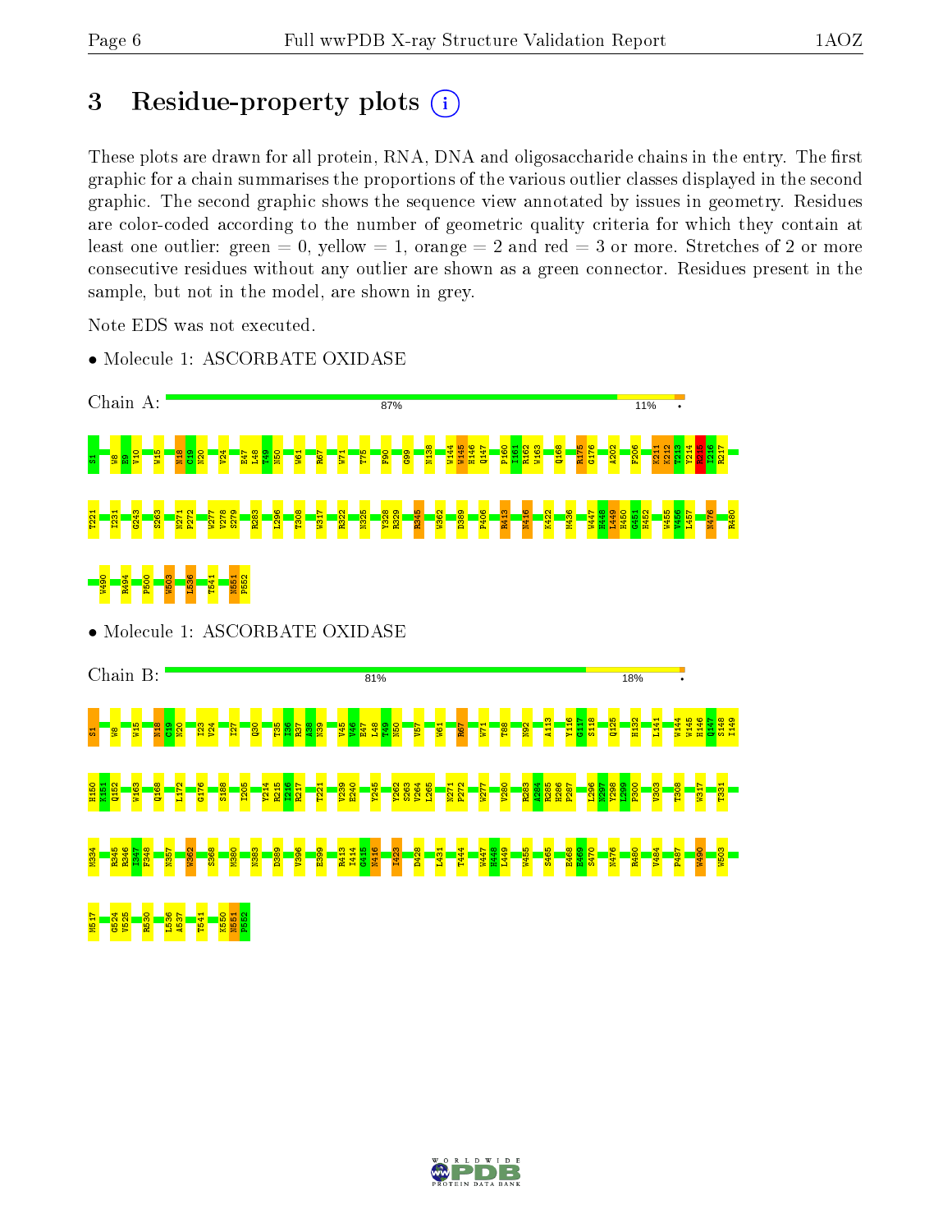# 3 Residue-property plots

These plots are drawn for all protein, RNA, DNA and oligosaccharide chains in the entry. The first graphic for a chain summarises the proportions of the various outlier classes displayed in the second graphic. The second graphic shows the sequence view annotated by issues in geometry. Residues are color-coded according to the number of geometric quality criteria for which they contain at least one outlier: green = 0, yellow = 1, orange = 2 and red = 3 or more. Stretches of 2 or more consecutive residues without any outlier are shown as a green connector. Residues present in the sample, but not in the model, are shown in grey.

Note EDS was not executed.

- Molecule 1: ASCORBATE OXIDASE

Chain A: 87% 11% •

S1 W8 E9 V10 W15 N18 C19 N20 V24 E47 L48 T49 N50 W61 R67 W71 T75 F90 G99 N138 W144 W145 H146 Q147 P160 I161 R162 W163 Q168 R175 G176 A202 F206 K211 K212 T213 Y214 R215 I216 R217 T221 I231 G243 S263 N271 P272 W277 V278 S279 R283 L296 T308 W317 R322 N325 Y328 R329 R345 W362 D389 F406 R413 N416 K422 M436 W447 H448 L449 H450 G451 H452 W455 W456 L457 N476 R480 W490 R494 P500 W503 L536 T541 N551 P552

- Molecule 1: ASCORBATE OXIDASE

Chain B: 81% 18% •

S1 W8 W15 N18 C19 N20 I23 V24 I27 Q30 T35 I36 R37 A38 N39 V45 V46 E47 L48 T49 N50 V57 W61 R67 W71 T88 N92 A113 Y116 G117 S118 Q125 H132 L141 W144 W145 H146 Q147 S148 I149 H150 M151 Q152 W163 Q168 L172 G176 S188 I205 Y214 R215 I216 R217 T221 V239 E240 Y245 Y262 S263 V264 L265 N271 P272 W277 V280 R283 A284 R285 H286 P287 L296 N297 Y298 I299 P300 V303 T308 W317 T331 M334 R345 R346 I347 F348 N357 W362 S368 M380 N383 D389 V396 E399 R413 I414 G415 N416 I423 D428 L431 T444 W447 H448 L449 W455 S465 E468 E469 S470 N476 R480 V484 P497 W490 W503 M517 G524 V525 R530 L536 A537 T541 K550 N551 P552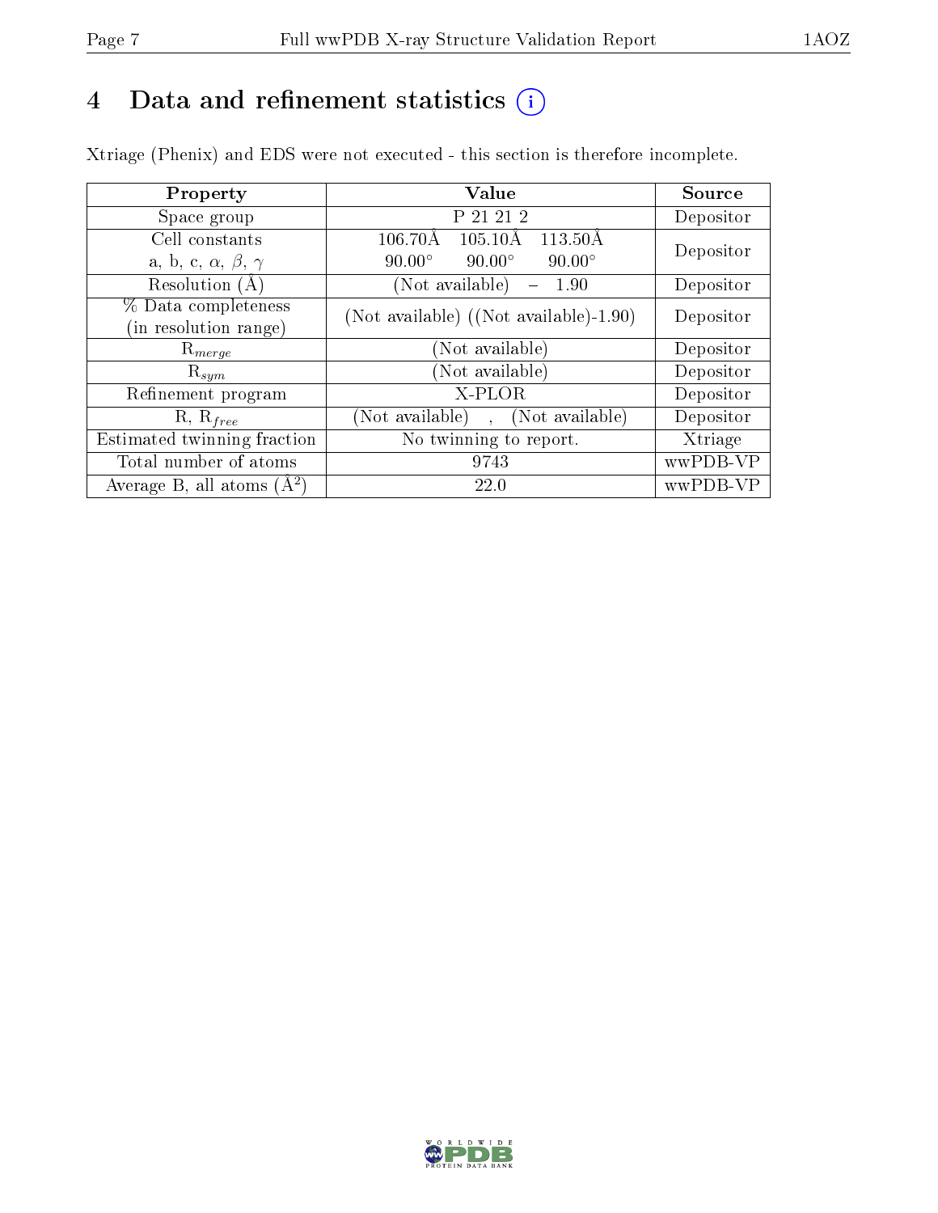# 4 Data and refinement statistics ⓘ

Xtriage (Phenix) and EDS were not executed - this section is therefore incomplete.

| Property | Value | Source |
|---|---|---|
| Space group | P 21 21 2 | Depositor |
| Cell constants<br>a, b, c, $\alpha$, $\beta$, $\gamma$ | 106.70Å 105.10Å 113.50Å<br>90.00° 90.00° 90.00° | Depositor |
| Resolution (Å) | (Not available) – 1.90 | Depositor |
| % Data completeness<br>(in resolution range) | (Not available) ((Not available)-1.90) | Depositor |
| $R_{merge}$ | (Not available) | Depositor |
| $R_{sym}$ | (Not available) | Depositor |
| Refinement program | X-PLOR | Depositor |
| R, $R_{free}$ | (Not available) , (Not available) | Depositor |
| Estimated twinning fraction | No twinning to report. | Xtriage |
| Total number of atoms | 9743 | wwPDB-VP |
| Average B, all atoms (Å$^2$) | 22.0 | wwPDB-VP |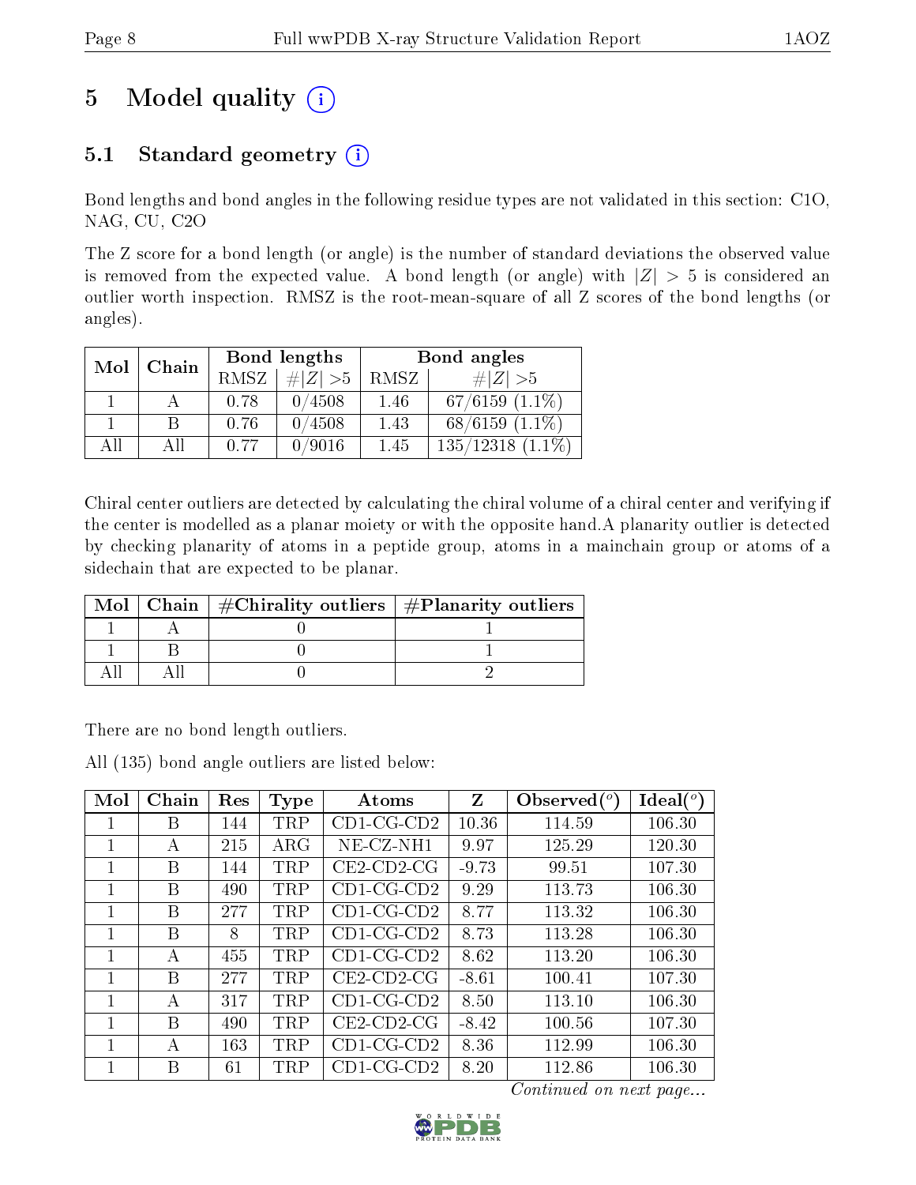# 5 Model quality (i)

## 5.1 Standard geometry (i)

Bond lengths and bond angles in the following residue types are not validated in this section: C1O, NAG, CU, C2O

The Z score for a bond length (or angle) is the number of standard deviations the observed value is removed from the expected value. A bond length (or angle) with $|Z| > 5$ is considered an outlier worth inspection. RMSZ is the root-mean-square of all Z scores of the bond lengths (or angles).

| Mol | Chain | Bond lengths | | Bond angles | |
|---|---|---|---|---|---|
| | | RMSZ | $\#\|Z\| > 5$ | RMSZ | $\#\|Z\| > 5$ |
| 1 | A | 0.78 | 0/4508 | 1.46 | 67/6159 (1.1%) |
| 1 | B | 0.76 | 0/4508 | 1.43 | 68/6159 (1.1%) |
| All | All | 0.77 | 0/9016 | 1.45 | 135/12318 (1.1%) |

Chiral center outliers are detected by calculating the chiral volume of a chiral center and verifying if the center is modelled as a planar moiety or with the opposite hand.A planarity outlier is detected by checking planarity of atoms in a peptide group, atoms in a mainchain group or atoms of a sidechain that are expected to be planar.

| Mol | Chain | #Chirality outliers | #Planarity outliers |
|---|---|---|---|
| 1 | A | 0 | 1 |
| 1 | B | 0 | 1 |
| All | All | 0 | 2 |

There are no bond length outliers.

All (135) bond angle outliers are listed below:

| Mol | Chain | Res | Type | Atoms | Z | Observed(°) | Ideal(°) |
|---|---|---|---|---|---|---|---|
| 1 | B | 144 | TRP | CD1-CG-CD2 | 10.36 | 114.59 | 106.30 |
| 1 | A | 215 | ARG | NE-CZ-NH1 | 9.97 | 125.29 | 120.30 |
| 1 | B | 144 | TRP | CE2-CD2-CG | -9.73 | 99.51 | 107.30 |
| 1 | B | 490 | TRP | CD1-CG-CD2 | 9.29 | 113.73 | 106.30 |
| 1 | B | 277 | TRP | CD1-CG-CD2 | 8.77 | 113.32 | 106.30 |
| 1 | B | 8 | TRP | CD1-CG-CD2 | 8.73 | 113.28 | 106.30 |
| 1 | A | 455 | TRP | CD1-CG-CD2 | 8.62 | 113.20 | 106.30 |
| 1 | B | 277 | TRP | CE2-CD2-CG | -8.61 | 100.41 | 107.30 |
| 1 | A | 317 | TRP | CD1-CG-CD2 | 8.50 | 113.10 | 106.30 |
| 1 | B | 490 | TRP | CE2-CD2-CG | -8.42 | 100.56 | 107.30 |
| 1 | A | 163 | TRP | CD1-CG-CD2 | 8.36 | 112.99 | 106.30 |
| 1 | B | 61 | TRP | CD1-CG-CD2 | 8.20 | 112.86 | 106.30 |

*Continued on next page...*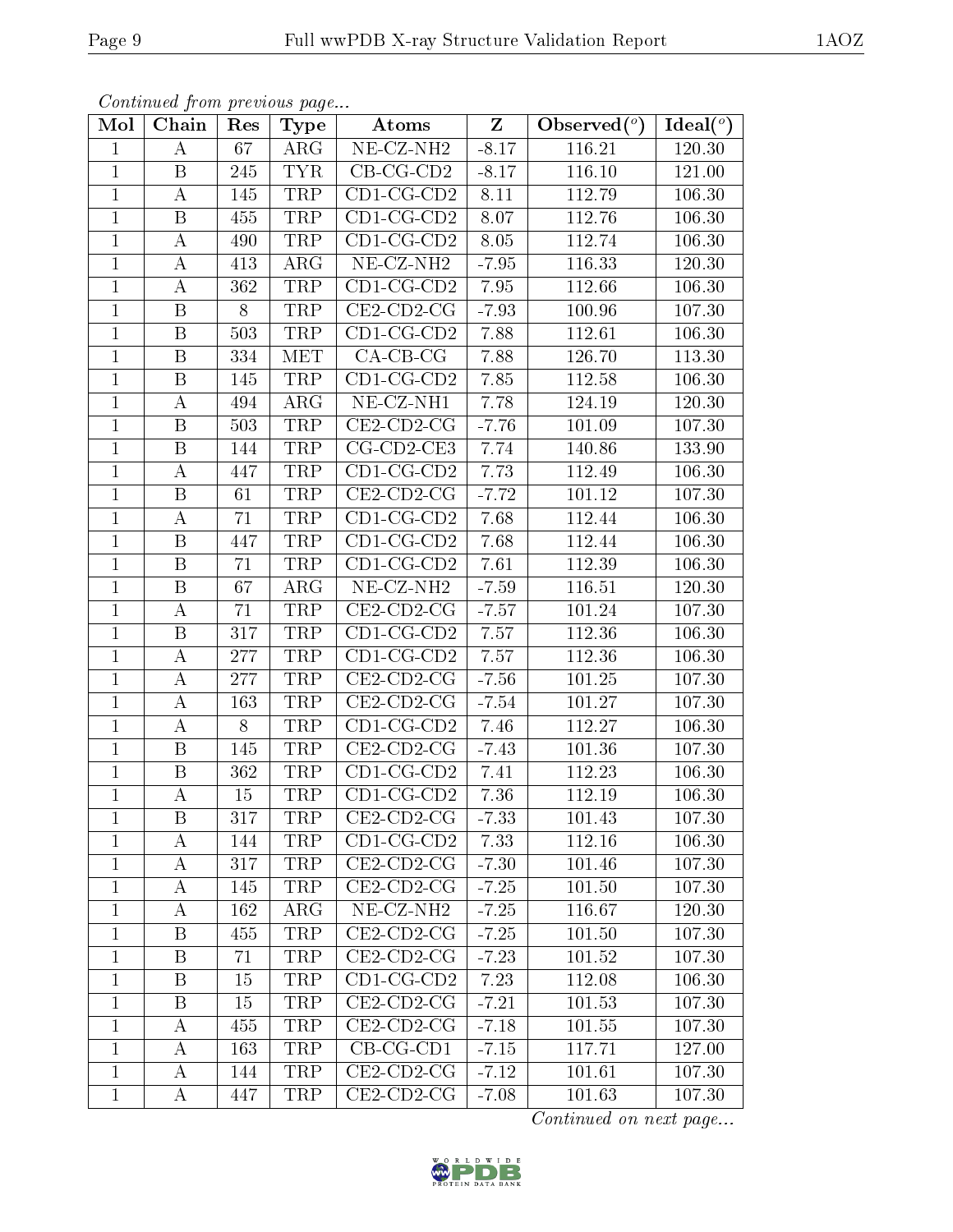*Continued from previous page...*

| Mol | Chain | Res | Type | Atoms | Z | Observed(°) | Ideal(°) |
|---|---|---|---|---|---|---|---|
| 1 | A | 67 | ARG | NE-CZ-NH2 | -8.17 | 116.21 | 120.30 |
| 1 | B | 245 | TYR | CB-CG-CD2 | -8.17 | 116.10 | 121.00 |
| 1 | A | 145 | TRP | CD1-CG-CD2 | 8.11 | 112.79 | 106.30 |
| 1 | B | 455 | TRP | CD1-CG-CD2 | 8.07 | 112.76 | 106.30 |
| 1 | A | 490 | TRP | CD1-CG-CD2 | 8.05 | 112.74 | 106.30 |
| 1 | A | 413 | ARG | NE-CZ-NH2 | -7.95 | 116.33 | 120.30 |
| 1 | A | 362 | TRP | CD1-CG-CD2 | 7.95 | 112.66 | 106.30 |
| 1 | B | 8 | TRP | CE2-CD2-CG | -7.93 | 100.96 | 107.30 |
| 1 | B | 503 | TRP | CD1-CG-CD2 | 7.88 | 112.61 | 106.30 |
| 1 | B | 334 | MET | CA-CB-CG | 7.88 | 126.70 | 113.30 |
| 1 | B | 145 | TRP | CD1-CG-CD2 | 7.85 | 112.58 | 106.30 |
| 1 | A | 494 | ARG | NE-CZ-NH1 | 7.78 | 124.19 | 120.30 |
| 1 | B | 503 | TRP | CE2-CD2-CG | -7.76 | 101.09 | 107.30 |
| 1 | B | 144 | TRP | CG-CD2-CE3 | 7.74 | 140.86 | 133.90 |
| 1 | A | 447 | TRP | CD1-CG-CD2 | 7.73 | 112.49 | 106.30 |
| 1 | B | 61 | TRP | CE2-CD2-CG | -7.72 | 101.12 | 107.30 |
| 1 | A | 71 | TRP | CD1-CG-CD2 | 7.68 | 112.44 | 106.30 |
| 1 | B | 447 | TRP | CD1-CG-CD2 | 7.68 | 112.44 | 106.30 |
| 1 | B | 71 | TRP | CD1-CG-CD2 | 7.61 | 112.39 | 106.30 |
| 1 | B | 67 | ARG | NE-CZ-NH2 | -7.59 | 116.51 | 120.30 |
| 1 | A | 71 | TRP | CE2-CD2-CG | -7.57 | 101.24 | 107.30 |
| 1 | B | 317 | TRP | CD1-CG-CD2 | 7.57 | 112.36 | 106.30 |
| 1 | A | 277 | TRP | CD1-CG-CD2 | 7.57 | 112.36 | 106.30 |
| 1 | A | 277 | TRP | CE2-CD2-CG | -7.56 | 101.25 | 107.30 |
| 1 | A | 163 | TRP | CE2-CD2-CG | -7.54 | 101.27 | 107.30 |
| 1 | A | 8 | TRP | CD1-CG-CD2 | 7.46 | 112.27 | 106.30 |
| 1 | B | 145 | TRP | CE2-CD2-CG | -7.43 | 101.36 | 107.30 |
| 1 | B | 362 | TRP | CD1-CG-CD2 | 7.41 | 112.23 | 106.30 |
| 1 | A | 15 | TRP | CD1-CG-CD2 | 7.36 | 112.19 | 106.30 |
| 1 | B | 317 | TRP | CE2-CD2-CG | -7.33 | 101.43 | 107.30 |
| 1 | A | 144 | TRP | CD1-CG-CD2 | 7.33 | 112.16 | 106.30 |
| 1 | A | 317 | TRP | CE2-CD2-CG | -7.30 | 101.46 | 107.30 |
| 1 | A | 145 | TRP | CE2-CD2-CG | -7.25 | 101.50 | 107.30 |
| 1 | A | 162 | ARG | NE-CZ-NH2 | -7.25 | 116.67 | 120.30 |
| 1 | B | 455 | TRP | CE2-CD2-CG | -7.25 | 101.50 | 107.30 |
| 1 | B | 71 | TRP | CE2-CD2-CG | -7.23 | 101.52 | 107.30 |
| 1 | B | 15 | TRP | CD1-CG-CD2 | 7.23 | 112.08 | 106.30 |
| 1 | B | 15 | TRP | CE2-CD2-CG | -7.21 | 101.53 | 107.30 |
| 1 | A | 455 | TRP | CE2-CD2-CG | -7.18 | 101.55 | 107.30 |
| 1 | A | 163 | TRP | CB-CG-CD1 | -7.15 | 117.71 | 127.00 |
| 1 | A | 144 | TRP | CE2-CD2-CG | -7.12 | 101.61 | 107.30 |
| 1 | A | 447 | TRP | CE2-CD2-CG | -7.08 | 101.63 | 107.30 |

*Continued on next page...*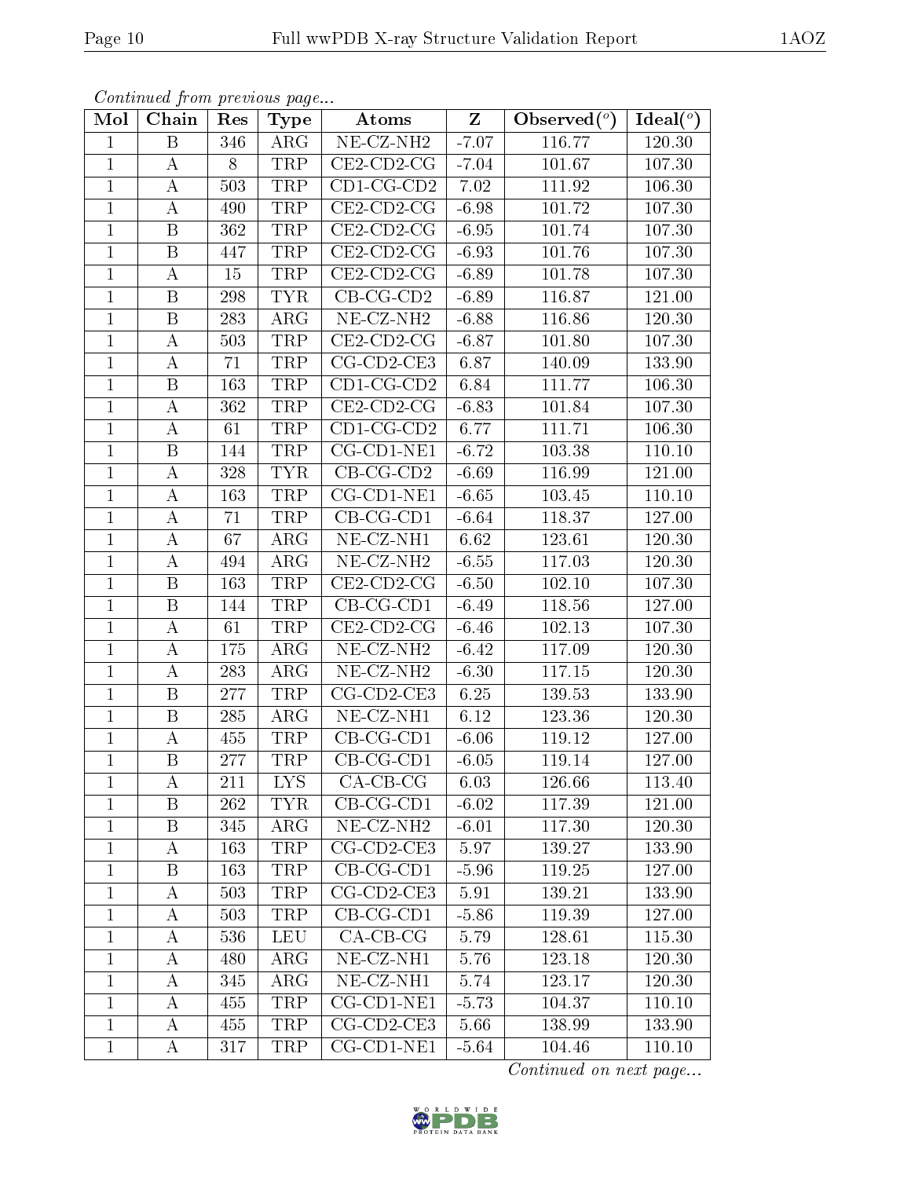*Continued from previous page...*

| Mol | Chain | Res | Type | Atoms | Z | Observed(°) | Ideal(°) |
|---|---|---|---|---|---|---|---|
| 1 | B | 346 | ARG | NE-CZ-NH2 | -7.07 | 116.77 | 120.30 |
| 1 | A | 8 | TRP | CE2-CD2-CG | -7.04 | 101.67 | 107.30 |
| 1 | A | 503 | TRP | CD1-CG-CD2 | 7.02 | 111.92 | 106.30 |
| 1 | A | 490 | TRP | CE2-CD2-CG | -6.98 | 101.72 | 107.30 |
| 1 | B | 362 | TRP | CE2-CD2-CG | -6.95 | 101.74 | 107.30 |
| 1 | B | 447 | TRP | CE2-CD2-CG | -6.93 | 101.76 | 107.30 |
| 1 | A | 15 | TRP | CE2-CD2-CG | -6.89 | 101.78 | 107.30 |
| 1 | B | 298 | TYR | CB-CG-CD2 | -6.89 | 116.87 | 121.00 |
| 1 | B | 283 | ARG | NE-CZ-NH2 | -6.88 | 116.86 | 120.30 |
| 1 | A | 503 | TRP | CE2-CD2-CG | -6.87 | 101.80 | 107.30 |
| 1 | A | 71 | TRP | CG-CD2-CE3 | 6.87 | 140.09 | 133.90 |
| 1 | B | 163 | TRP | CD1-CG-CD2 | 6.84 | 111.77 | 106.30 |
| 1 | A | 362 | TRP | CE2-CD2-CG | -6.83 | 101.84 | 107.30 |
| 1 | A | 61 | TRP | CD1-CG-CD2 | 6.77 | 111.71 | 106.30 |
| 1 | B | 144 | TRP | CG-CD1-NE1 | -6.72 | 103.38 | 110.10 |
| 1 | A | 328 | TYR | CB-CG-CD2 | -6.69 | 116.99 | 121.00 |
| 1 | A | 163 | TRP | CG-CD1-NE1 | -6.65 | 103.45 | 110.10 |
| 1 | A | 71 | TRP | CB-CG-CD1 | -6.64 | 118.37 | 127.00 |
| 1 | A | 67 | ARG | NE-CZ-NH1 | 6.62 | 123.61 | 120.30 |
| 1 | A | 494 | ARG | NE-CZ-NH2 | -6.55 | 117.03 | 120.30 |
| 1 | B | 163 | TRP | CE2-CD2-CG | -6.50 | 102.10 | 107.30 |
| 1 | B | 144 | TRP | CB-CG-CD1 | -6.49 | 118.56 | 127.00 |
| 1 | A | 61 | TRP | CE2-CD2-CG | -6.46 | 102.13 | 107.30 |
| 1 | A | 175 | ARG | NE-CZ-NH2 | -6.42 | 117.09 | 120.30 |
| 1 | A | 283 | ARG | NE-CZ-NH2 | -6.30 | 117.15 | 120.30 |
| 1 | B | 277 | TRP | CG-CD2-CE3 | 6.25 | 139.53 | 133.90 |
| 1 | B | 285 | ARG | NE-CZ-NH1 | 6.12 | 123.36 | 120.30 |
| 1 | A | 455 | TRP | CB-CG-CD1 | -6.06 | 119.12 | 127.00 |
| 1 | B | 277 | TRP | CB-CG-CD1 | -6.05 | 119.14 | 127.00 |
| 1 | A | 211 | LYS | CA-CB-CG | 6.03 | 126.66 | 113.40 |
| 1 | B | 262 | TYR | CB-CG-CD1 | -6.02 | 117.39 | 121.00 |
| 1 | B | 345 | ARG | NE-CZ-NH2 | -6.01 | 117.30 | 120.30 |
| 1 | A | 163 | TRP | CG-CD2-CE3 | 5.97 | 139.27 | 133.90 |
| 1 | B | 163 | TRP | CB-CG-CD1 | -5.96 | 119.25 | 127.00 |
| 1 | A | 503 | TRP | CG-CD2-CE3 | 5.91 | 139.21 | 133.90 |
| 1 | A | 503 | TRP | CB-CG-CD1 | -5.86 | 119.39 | 127.00 |
| 1 | A | 536 | LEU | CA-CB-CG | 5.79 | 128.61 | 115.30 |
| 1 | A | 480 | ARG | NE-CZ-NH1 | 5.76 | 123.18 | 120.30 |
| 1 | A | 345 | ARG | NE-CZ-NH1 | 5.74 | 123.17 | 120.30 |
| 1 | A | 455 | TRP | CG-CD1-NE1 | -5.73 | 104.37 | 110.10 |
| 1 | A | 455 | TRP | CG-CD2-CE3 | 5.66 | 138.99 | 133.90 |
| 1 | A | 317 | TRP | CG-CD1-NE1 | -5.64 | 104.46 | 110.10 |

*Continued on next page...*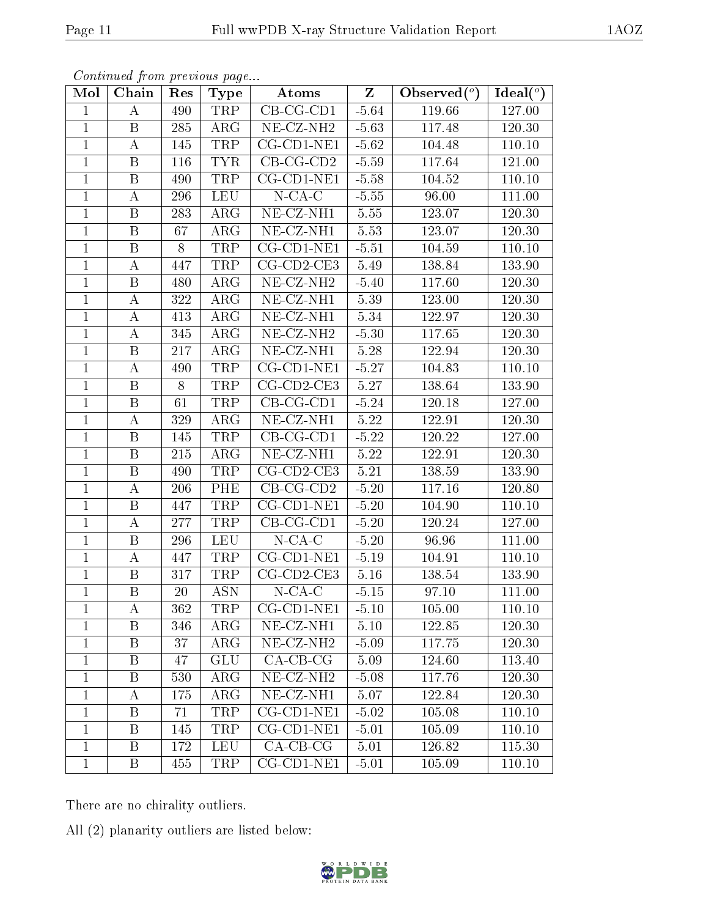*Continued from previous page...*

| Mol | Chain | Res | Type | Atoms | Z | Observed(°) | Ideal(°) |
|---|---|---|---|---|---|---|---|
| 1 | A | 490 | TRP | CB-CG-CD1 | -5.64 | 119.66 | 127.00 |
| 1 | B | 285 | ARG | NE-CZ-NH2 | -5.63 | 117.48 | 120.30 |
| 1 | A | 145 | TRP | CG-CD1-NE1 | -5.62 | 104.48 | 110.10 |
| 1 | B | 116 | TYR | CB-CG-CD2 | -5.59 | 117.64 | 121.00 |
| 1 | B | 490 | TRP | CG-CD1-NE1 | -5.58 | 104.52 | 110.10 |
| 1 | A | 296 | LEU | N-CA-C | -5.55 | 96.00 | 111.00 |
| 1 | B | 283 | ARG | NE-CZ-NH1 | 5.55 | 123.07 | 120.30 |
| 1 | B | 67 | ARG | NE-CZ-NH1 | 5.53 | 123.07 | 120.30 |
| 1 | B | 8 | TRP | CG-CD1-NE1 | -5.51 | 104.59 | 110.10 |
| 1 | A | 447 | TRP | CG-CD2-CE3 | 5.49 | 138.84 | 133.90 |
| 1 | B | 480 | ARG | NE-CZ-NH2 | -5.40 | 117.60 | 120.30 |
| 1 | A | 322 | ARG | NE-CZ-NH1 | 5.39 | 123.00 | 120.30 |
| 1 | A | 413 | ARG | NE-CZ-NH1 | 5.34 | 122.97 | 120.30 |
| 1 | A | 345 | ARG | NE-CZ-NH2 | -5.30 | 117.65 | 120.30 |
| 1 | B | 217 | ARG | NE-CZ-NH1 | 5.28 | 122.94 | 120.30 |
| 1 | A | 490 | TRP | CG-CD1-NE1 | -5.27 | 104.83 | 110.10 |
| 1 | B | 8 | TRP | CG-CD2-CE3 | 5.27 | 138.64 | 133.90 |
| 1 | B | 61 | TRP | CB-CG-CD1 | -5.24 | 120.18 | 127.00 |
| 1 | A | 329 | ARG | NE-CZ-NH1 | 5.22 | 122.91 | 120.30 |
| 1 | B | 145 | TRP | CB-CG-CD1 | -5.22 | 120.22 | 127.00 |
| 1 | B | 215 | ARG | NE-CZ-NH1 | 5.22 | 122.91 | 120.30 |
| 1 | B | 490 | TRP | CG-CD2-CE3 | 5.21 | 138.59 | 133.90 |
| 1 | A | 206 | PHE | CB-CG-CD2 | -5.20 | 117.16 | 120.80 |
| 1 | B | 447 | TRP | CG-CD1-NE1 | -5.20 | 104.90 | 110.10 |
| 1 | A | 277 | TRP | CB-CG-CD1 | -5.20 | 120.24 | 127.00 |
| 1 | B | 296 | LEU | N-CA-C | -5.20 | 96.96 | 111.00 |
| 1 | A | 447 | TRP | CG-CD1-NE1 | -5.19 | 104.91 | 110.10 |
| 1 | B | 317 | TRP | CG-CD2-CE3 | 5.16 | 138.54 | 133.90 |
| 1 | B | 20 | ASN | N-CA-C | -5.15 | 97.10 | 111.00 |
| 1 | A | 362 | TRP | CG-CD1-NE1 | -5.10 | 105.00 | 110.10 |
| 1 | B | 346 | ARG | NE-CZ-NH1 | 5.10 | 122.85 | 120.30 |
| 1 | B | 37 | ARG | NE-CZ-NH2 | -5.09 | 117.75 | 120.30 |
| 1 | B | 47 | GLU | CA-CB-CG | 5.09 | 124.60 | 113.40 |
| 1 | B | 530 | ARG | NE-CZ-NH2 | -5.08 | 117.76 | 120.30 |
| 1 | A | 175 | ARG | NE-CZ-NH1 | 5.07 | 122.84 | 120.30 |
| 1 | B | 71 | TRP | CG-CD1-NE1 | -5.02 | 105.08 | 110.10 |
| 1 | B | 145 | TRP | CG-CD1-NE1 | -5.01 | 105.09 | 110.10 |
| 1 | B | 172 | LEU | CA-CB-CG | 5.01 | 126.82 | 115.30 |
| 1 | B | 455 | TRP | CG-CD1-NE1 | -5.01 | 105.09 | 110.10 |

There are no chirality outliers.

All (2) planarity outliers are listed below: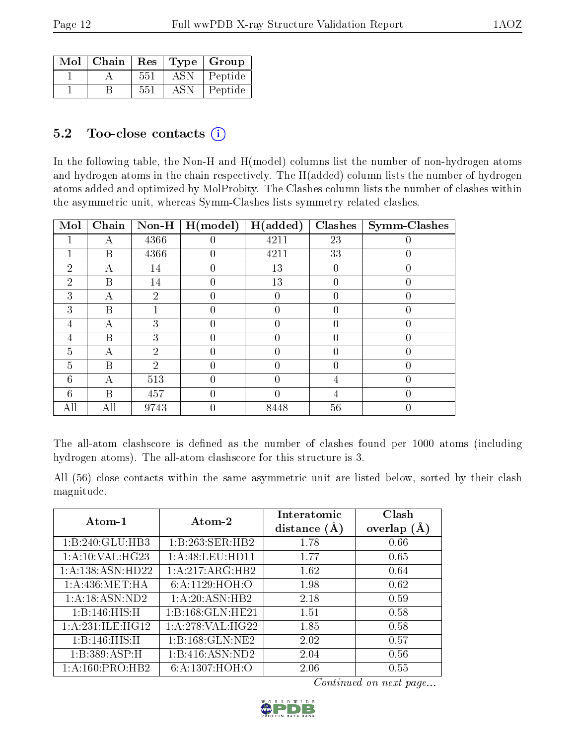| Mol | Chain | Res | Type | Group |
|---|---|---|---|---|
| 1 | A | 551 | ASN | Peptide |
| 1 | B | 551 | ASN | Peptide |

## 5.2 Too-close contacts (i)

In the following table, the Non-H and H(model) columns list the number of non-hydrogen atoms and hydrogen atoms in the chain respectively. The H(added) column lists the number of hydrogen atoms added and optimized by MolProbity. The Clashes column lists the number of clashes within the asymmetric unit, whereas Symm-Clashes lists symmetry related clashes.

| Mol | Chain | Non-H | H(model) | H(added) | Clashes | Symm-Clashes |
|---|---|---|---|---|---|---|
| 1 | A | 4366 | 0 | 4211 | 23 | 0 |
| 1 | B | 4366 | 0 | 4211 | 33 | 0 |
| 2 | A | 14 | 0 | 13 | 0 | 0 |
| 2 | B | 14 | 0 | 13 | 0 | 0 |
| 3 | A | 2 | 0 | 0 | 0 | 0 |
| 3 | B | 1 | 0 | 0 | 0 | 0 |
| 4 | A | 3 | 0 | 0 | 0 | 0 |
| 4 | B | 3 | 0 | 0 | 0 | 0 |
| 5 | A | 2 | 0 | 0 | 0 | 0 |
| 5 | B | 2 | 0 | 0 | 0 | 0 |
| 6 | A | 513 | 0 | 0 | 4 | 0 |
| 6 | B | 457 | 0 | 0 | 4 | 0 |
| All | All | 9743 | 0 | 8448 | 56 | 0 |

The all-atom clashscore is defined as the number of clashes found per 1000 atoms (including hydrogen atoms). The all-atom clashscore for this structure is 3.

All (56) close contacts within the same asymmetric unit are listed below, sorted by their clash magnitude.

| Atom-1 | Atom-2 | Interatomic distance (Å) | Clash overlap (Å) |
|---|---|---|---|
| 1:B:240:GLU:HB3 | 1:B:263:SER:HB2 | 1.78 | 0.66 |
| 1:A:10:VAL:HG23 | 1:A:48:LEU:HD11 | 1.77 | 0.65 |
| 1:A:138:ASN:HD22 | 1:A:217:ARG:HB2 | 1.62 | 0.64 |
| 1:A:436:MET:HA | 6:A:1129:HOH:O | 1.98 | 0.62 |
| 1:A:18:ASN:ND2 | 1:A:20:ASN:HB2 | 2.18 | 0.59 |
| 1:B:146:HIS:H | 1:B:168:GLN:HE21 | 1.51 | 0.58 |
| 1:A:231:ILE:HG12 | 1:A:278:VAL:HG22 | 1.85 | 0.58 |
| 1:B:146:HIS:H | 1:B:168:GLN:NE2 | 2.02 | 0.57 |
| 1:B:389:ASP:H | 1:B:416:ASN:ND2 | 2.04 | 0.56 |
| 1:A:160:PRO:HB2 | 6:A:1307:HOH:O | 2.06 | 0.55 |

*Continued on next page...*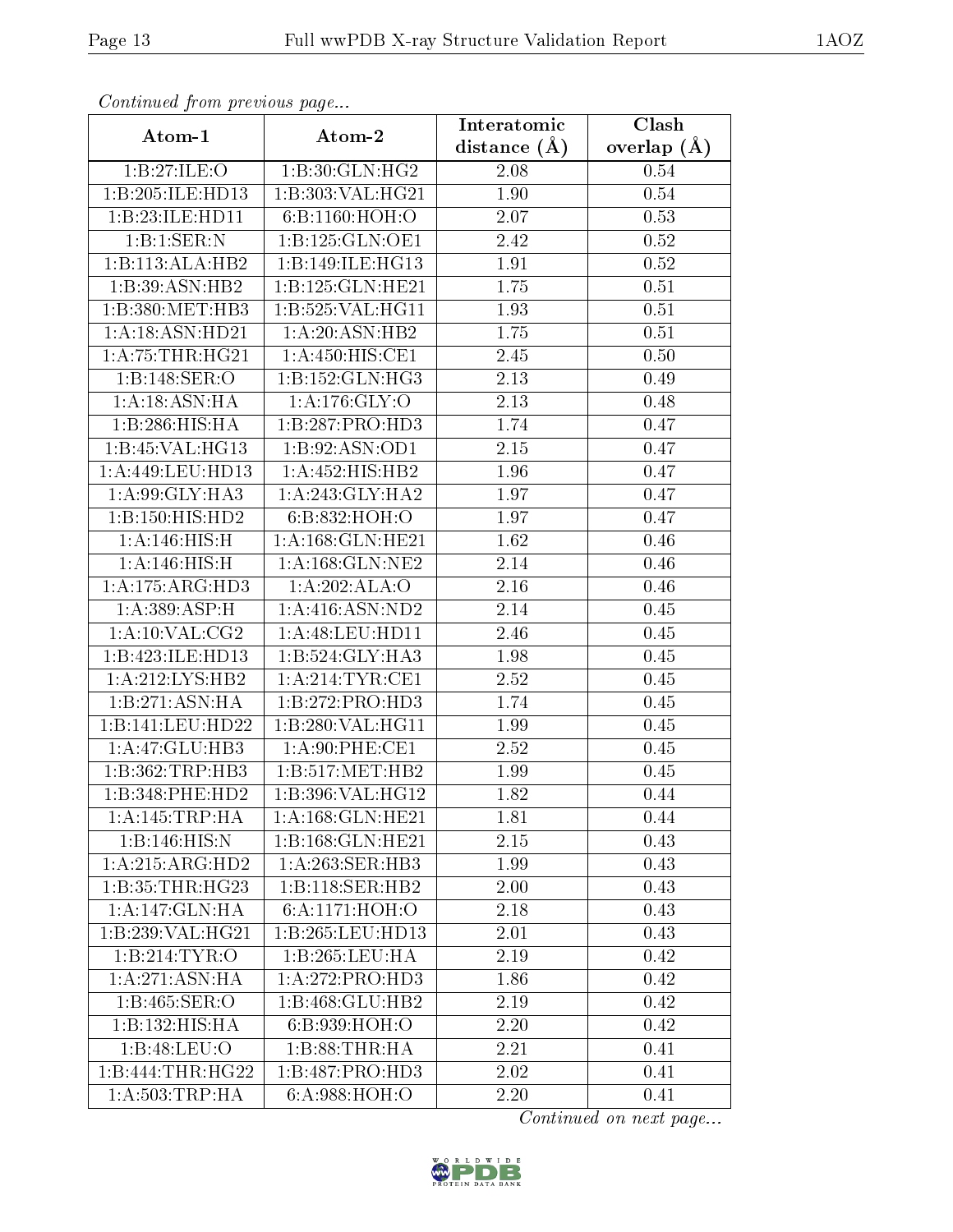*Continued from previous page...*

| Atom-1 | Atom-2 | Interatomic distance (Å) | Clash overlap (Å) |
|---|---|---|---|
| 1:B:27:ILE:O | 1:B:30:GLN:HG2 | 2.08 | 0.54 |
| 1:B:205:ILE:HD13 | 1:B:303:VAL:HG21 | 1.90 | 0.54 |
| 1:B:23:ILE:HD11 | 6:B:1160:HOH:O | 2.07 | 0.53 |
| 1:B:1:SER:N | 1:B:125:GLN:OE1 | 2.42 | 0.52 |
| 1:B:113:ALA:HB2 | 1:B:149:ILE:HG13 | 1.91 | 0.52 |
| 1:B:39:ASN:HB2 | 1:B:125:GLN:HE21 | 1.75 | 0.51 |
| 1:B:380:MET:HB3 | 1:B:525:VAL:HG11 | 1.93 | 0.51 |
| 1:A:18:ASN:HD21 | 1:A:20:ASN:HB2 | 1.75 | 0.51 |
| 1:A:75:THR:HG21 | 1:A:450:HIS:CE1 | 2.45 | 0.50 |
| 1:B:148:SER:O | 1:B:152:GLN:HG3 | 2.13 | 0.49 |
| 1:A:18:ASN:HA | 1:A:176:GLY:O | 2.13 | 0.48 |
| 1:B:286:HIS:HA | 1:B:287:PRO:HD3 | 1.74 | 0.47 |
| 1:B:45:VAL:HG13 | 1:B:92:ASN:OD1 | 2.15 | 0.47 |
| 1:A:449:LEU:HD13 | 1:A:452:HIS:HB2 | 1.96 | 0.47 |
| 1:A:99:GLY:HA3 | 1:A:243:GLY:HA2 | 1.97 | 0.47 |
| 1:B:150:HIS:HD2 | 6:B:832:HOH:O | 1.97 | 0.47 |
| 1:A:146:HIS:H | 1:A:168:GLN:HE21 | 1.62 | 0.46 |
| 1:A:146:HIS:H | 1:A:168:GLN:NE2 | 2.14 | 0.46 |
| 1:A:175:ARG:HD3 | 1:A:202:ALA:O | 2.16 | 0.46 |
| 1:A:389:ASP:H | 1:A:416:ASN:ND2 | 2.14 | 0.45 |
| 1:A:10:VAL:CG2 | 1:A:48:LEU:HD11 | 2.46 | 0.45 |
| 1:B:423:ILE:HD13 | 1:B:524:GLY:HA3 | 1.98 | 0.45 |
| 1:A:212:LYS:HB2 | 1:A:214:TYR:CE1 | 2.52 | 0.45 |
| 1:B:271:ASN:HA | 1:B:272:PRO:HD3 | 1.74 | 0.45 |
| 1:B:141:LEU:HD22 | 1:B:280:VAL:HG11 | 1.99 | 0.45 |
| 1:A:47:GLU:HB3 | 1:A:90:PHE:CE1 | 2.52 | 0.45 |
| 1:B:362:TRP:HB3 | 1:B:517:MET:HB2 | 1.99 | 0.45 |
| 1:B:348:PHE:HD2 | 1:B:396:VAL:HG12 | 1.82 | 0.44 |
| 1:A:145:TRP:HA | 1:A:168:GLN:HE21 | 1.81 | 0.44 |
| 1:B:146:HIS:N | 1:B:168:GLN:HE21 | 2.15 | 0.43 |
| 1:A:215:ARG:HD2 | 1:A:263:SER:HB3 | 1.99 | 0.43 |
| 1:B:35:THR:HG23 | 1:B:118:SER:HB2 | 2.00 | 0.43 |
| 1:A:147:GLN:HA | 6:A:1171:HOH:O | 2.18 | 0.43 |
| 1:B:239:VAL:HG21 | 1:B:265:LEU:HD13 | 2.01 | 0.43 |
| 1:B:214:TYR:O | 1:B:265:LEU:HA | 2.19 | 0.42 |
| 1:A:271:ASN:HA | 1:A:272:PRO:HD3 | 1.86 | 0.42 |
| 1:B:465:SER:O | 1:B:468:GLU:HB2 | 2.19 | 0.42 |
| 1:B:132:HIS:HA | 6:B:939:HOH:O | 2.20 | 0.42 |
| 1:B:48:LEU:O | 1:B:88:THR:HA | 2.21 | 0.41 |
| 1:B:444:THR:HG22 | 1:B:487:PRO:HD3 | 2.02 | 0.41 |
| 1:A:503:TRP:HA | 6:A:988:HOH:O | 2.20 | 0.41 |

*Continued on next page...*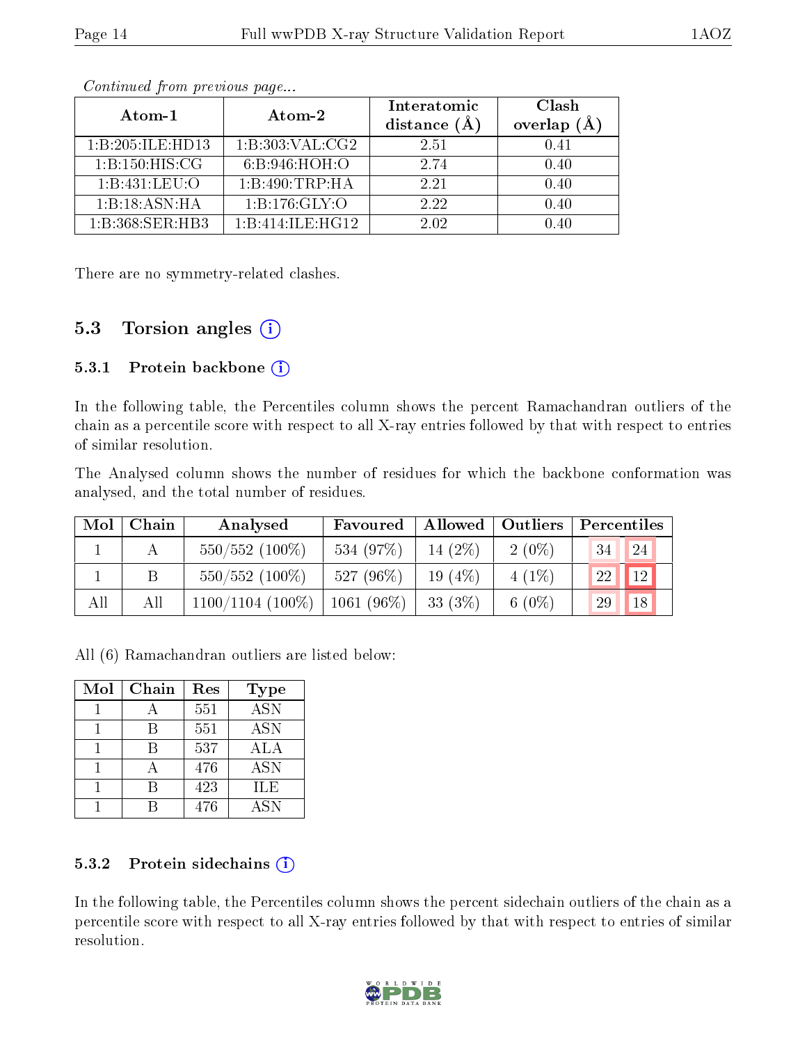*Continued from previous page...*

| Atom-1 | Atom-2 | Interatomic distance (Å) | Clash overlap (Å) |
|---|---|---|---|
| 1:B:205:ILE:HD13 | 1:B:303:VAL:CG2 | 2.51 | 0.41 |
| 1:B:150:HIS:CG | 6:B:946:HOH:O | 2.74 | 0.40 |
| 1:B:431:LEU:O | 1:B:490:TRP:HA | 2.21 | 0.40 |
| 1:B:18:ASN:HA | 1:B:176:GLY:O | 2.22 | 0.40 |
| 1:B:368:SER:HB3 | 1:B:414:ILE:HG12 | 2.02 | 0.40 |

There are no symmetry-related clashes.

## 5.3 Torsion angles

### 5.3.1 Protein backbone

In the following table, the Percentiles column shows the percent Ramachandran outliers of the chain as a percentile score with respect to all X-ray entries followed by that with respect to entries of similar resolution.

The Analysed column shows the number of residues for which the backbone conformation was analysed, and the total number of residues.

| Mol | Chain | Analysed | Favoured | Allowed | Outliers | Percentiles | |
|---|---|---|---|---|---|---|---|
| 1 | A | 550/552 (100%) | 534 (97%) | 14 (2%) | 2 (0%) | 34 | 24 |
| 1 | B | 550/552 (100%) | 527 (96%) | 19 (4%) | 4 (1%) | 22 | 12 |
| All | All | 1100/1104 (100%) | 1061 (96%) | 33 (3%) | 6 (0%) | 29 | 18 |

All (6) Ramachandran outliers are listed below:

| Mol | Chain | Res | Type |
|---|---|---|---|
| 1 | A | 551 | ASN |
| 1 | B | 551 | ASN |
| 1 | B | 537 | ALA |
| 1 | A | 476 | ASN |
| 1 | B | 423 | ILE |
| 1 | B | 476 | ASN |

### 5.3.2 Protein sidechains

In the following table, the Percentiles column shows the percent sidechain outliers of the chain as a percentile score with respect to all X-ray entries followed by that with respect to entries of similar resolution.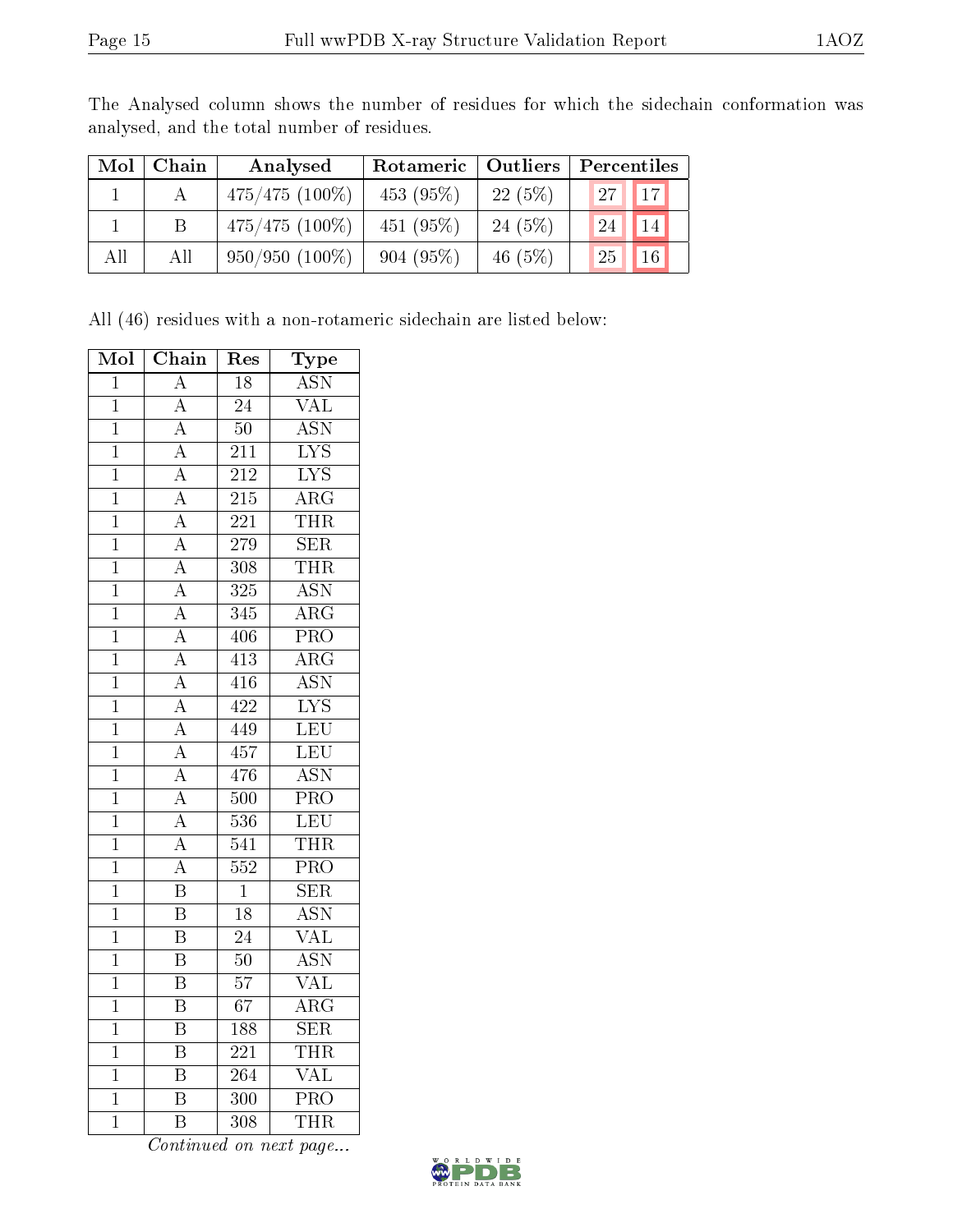The Analysed column shows the number of residues for which the sidechain conformation was analysed, and the total number of residues.

| Mol | Chain | Analysed | Rotameric | Outliers | Percentiles | |
|---|---|---|---|---|---|---|
| 1 | A | 475/475 (100%) | 453 (95%) | 22 (5%) | 27 | 17 |
| 1 | B | 475/475 (100%) | 451 (95%) | 24 (5%) | 24 | 14 |
| All | All | 950/950 (100%) | 904 (95%) | 46 (5%) | 25 | 16 |

All (46) residues with a non-rotameric sidechain are listed below:

| Mol | Chain | Res | Type |
|---|---|---|---|
| 1 | A | 18 | ASN |
| 1 | A | 24 | VAL |
| 1 | A | 50 | ASN |
| 1 | A | 211 | LYS |
| 1 | A | 212 | LYS |
| 1 | A | 215 | ARG |
| 1 | A | 221 | THR |
| 1 | A | 279 | SER |
| 1 | A | 308 | THR |
| 1 | A | 325 | ASN |
| 1 | A | 345 | ARG |
| 1 | A | 406 | PRO |
| 1 | A | 413 | ARG |
| 1 | A | 416 | ASN |
| 1 | A | 422 | LYS |
| 1 | A | 449 | LEU |
| 1 | A | 457 | LEU |
| 1 | A | 476 | ASN |
| 1 | A | 500 | PRO |
| 1 | A | 536 | LEU |
| 1 | A | 541 | THR |
| 1 | A | 552 | PRO |
| 1 | B | 1 | SER |
| 1 | B | 18 | ASN |
| 1 | B | 24 | VAL |
| 1 | B | 50 | ASN |
| 1 | B | 57 | VAL |
| 1 | B | 67 | ARG |
| 1 | B | 188 | SER |
| 1 | B | 221 | THR |
| 1 | B | 264 | VAL |
| 1 | B | 300 | PRO |
| 1 | B | 308 | THR |

*Continued on next page...*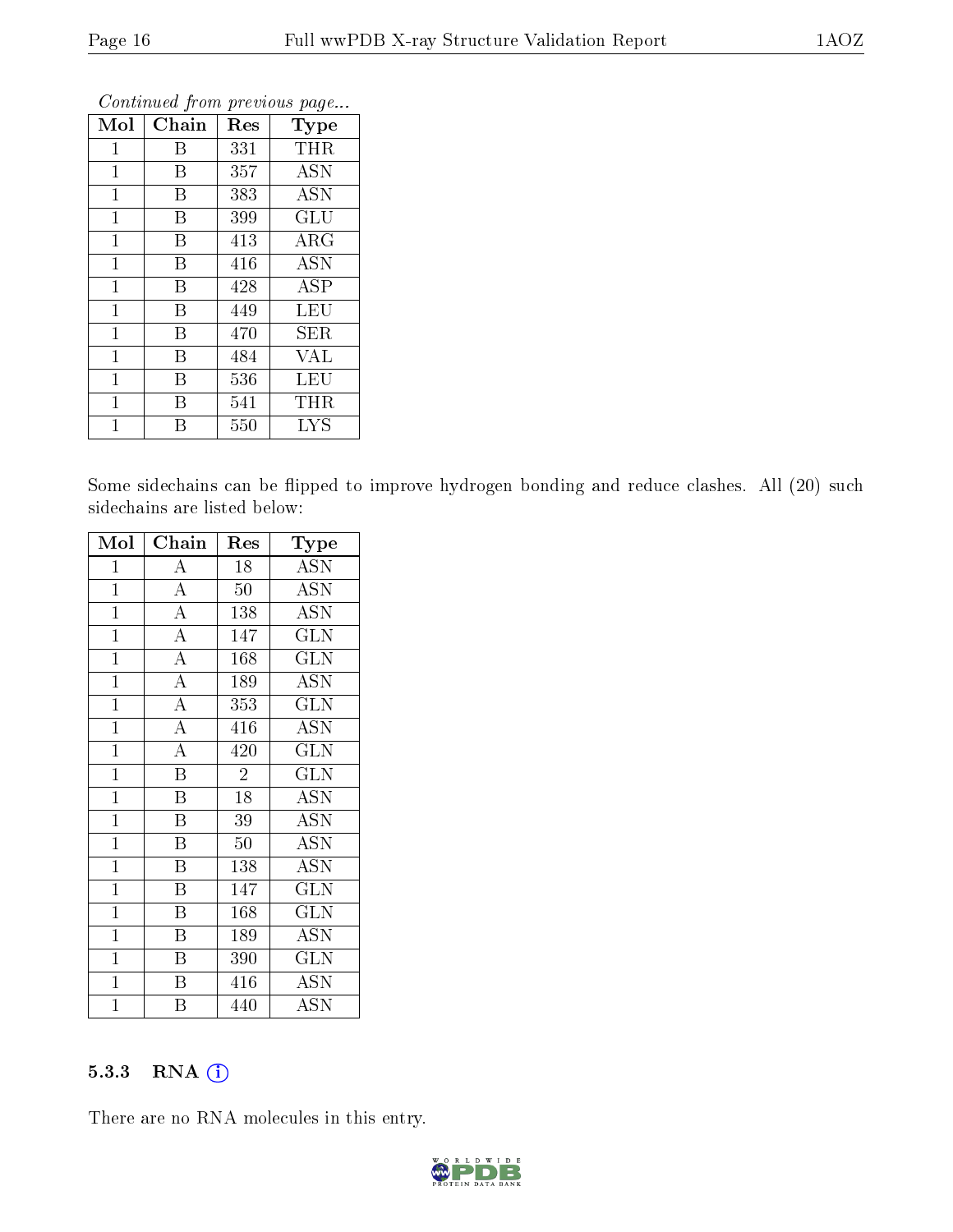*Continued from previous page...*

| Mol | Chain | Res | Type |
|---|---|---|---|
| 1 | B | 331 | THR |
| 1 | B | 357 | ASN |
| 1 | B | 383 | ASN |
| 1 | B | 399 | GLU |
| 1 | B | 413 | ARG |
| 1 | B | 416 | ASN |
| 1 | B | 428 | ASP |
| 1 | B | 449 | LEU |
| 1 | B | 470 | SER |
| 1 | B | 484 | VAL |
| 1 | B | 536 | LEU |
| 1 | B | 541 | THR |
| 1 | B | 550 | LYS |

Some sidechains can be flipped to improve hydrogen bonding and reduce clashes. All (20) such sidechains are listed below:

| Mol | Chain | Res | Type |
|---|---|---|---|
| 1 | A | 18 | ASN |
| 1 | A | 50 | ASN |
| 1 | A | 138 | ASN |
| 1 | A | 147 | GLN |
| 1 | A | 168 | GLN |
| 1 | A | 189 | ASN |
| 1 | A | 353 | GLN |
| 1 | A | 416 | ASN |
| 1 | A | 420 | GLN |
| 1 | B | 2 | GLN |
| 1 | B | 18 | ASN |
| 1 | B | 39 | ASN |
| 1 | B | 50 | ASN |
| 1 | B | 138 | ASN |
| 1 | B | 147 | GLN |
| 1 | B | 168 | GLN |
| 1 | B | 189 | ASN |
| 1 | B | 390 | GLN |
| 1 | B | 416 | ASN |
| 1 | B | 440 | ASN |

### 5.3.3 RNA

There are no RNA molecules in this entry.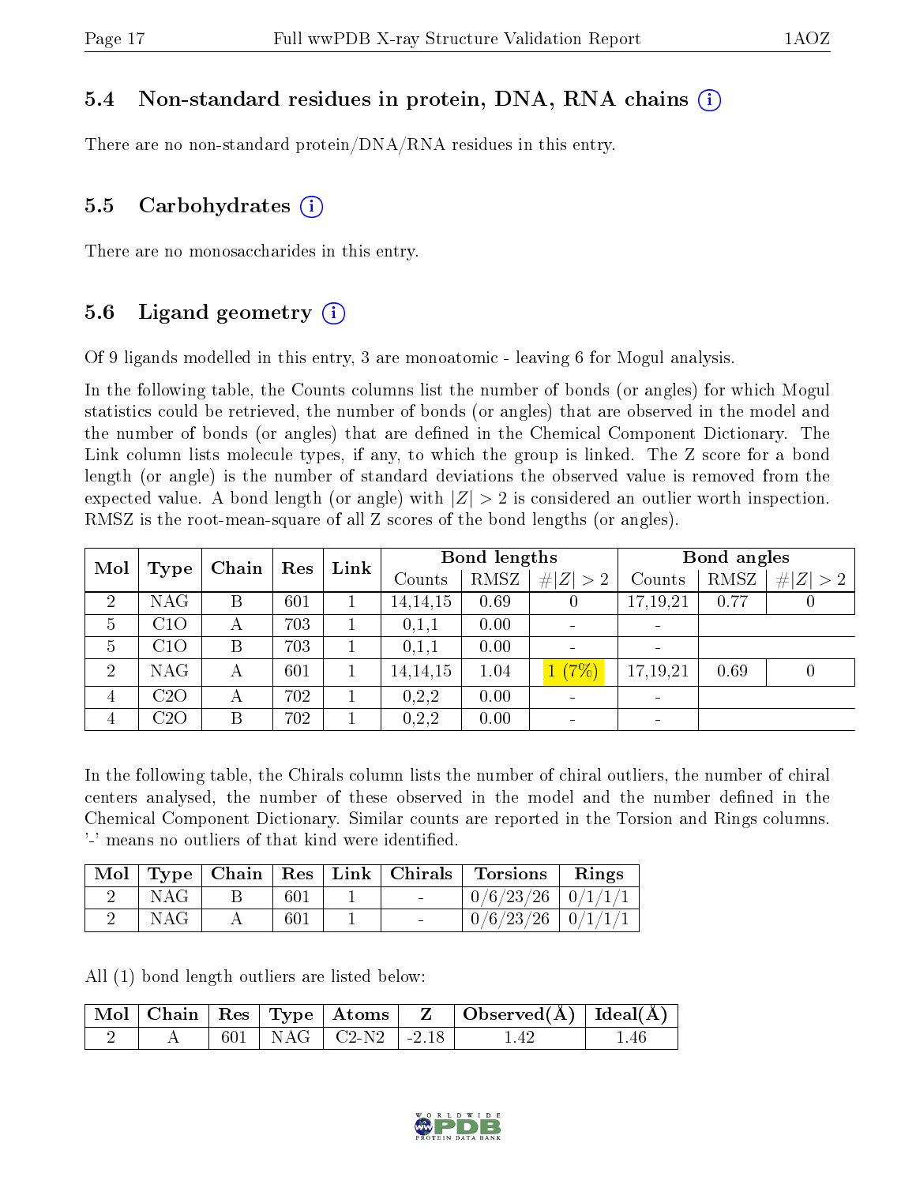### 5.4 Non-standard residues in protein, DNA, RNA chains (i)

There are no non-standard protein/DNA/RNA residues in this entry.

### 5.5 Carbohydrates (i)

There are no monosaccharides in this entry.

### 5.6 Ligand geometry (i)

Of 9 ligands modelled in this entry, 3 are monoatomic - leaving 6 for Mogul analysis.

In the following table, the Counts columns list the number of bonds (or angles) for which Mogul statistics could be retrieved, the number of bonds (or angles) that are observed in the model and the number of bonds (or angles) that are defined in the Chemical Component Dictionary. The Link column lists molecule types, if any, to which the group is linked. The Z score for a bond length (or angle) is the number of standard deviations the observed value is removed from the expected value. A bond length (or angle) with $|Z| > 2$ is considered an outlier worth inspection. RMSZ is the root-mean-square of all Z scores of the bond lengths (or angles).

| Mol | Type | Chain | Res | Link | Bond lengths | | | Bond angles | | |
|---|---|---|---|---|---|---|---|---|---|---|
| | | | | | Counts | RMSZ | $\#\|Z\| > 2$ | Counts | RMSZ | $\#\|Z\| > 2$ |
| 2 | NAG | B | 601 | 1 | 14,14,15 | 0.69 | 0 | 17,19,21 | 0.77 | 0 |
| 5 | C1O | A | 703 | 1 | 0,1,1 | 0.00 | - | - | | |
| 5 | C1O | B | 703 | 1 | 0,1,1 | 0.00 | - | - | | |
| 2 | NAG | A | 601 | 1 | 14,14,15 | 1.04 | 1 (7%) | 17,19,21 | 0.69 | 0 |
| 4 | C2O | A | 702 | 1 | 0,2,2 | 0.00 | - | - | | |
| 4 | C2O | B | 702 | 1 | 0,2,2 | 0.00 | - | - | | |

In the following table, the Chirals column lists the number of chiral outliers, the number of chiral centers analysed, the number of these observed in the model and the number defined in the Chemical Component Dictionary. Similar counts are reported in the Torsion and Rings columns. '-' means no outliers of that kind were identified.

| Mol | Type | Chain | Res | Link | Chirals | Torsions | Rings |
|---|---|---|---|---|---|---|---|
| 2 | NAG | B | 601 | 1 | - | 0/6/23/26 | 0/1/1/1 |
| 2 | NAG | A | 601 | 1 | - | 0/6/23/26 | 0/1/1/1 |

All (1) bond length outliers are listed below:

| Mol | Chain | Res | Type | Atoms | Z | Observed(Å) | Ideal(Å) |
|---|---|---|---|---|---|---|---|
| 2 | A | 601 | NAG | C2-N2 | -2.18 | 1.42 | 1.46 |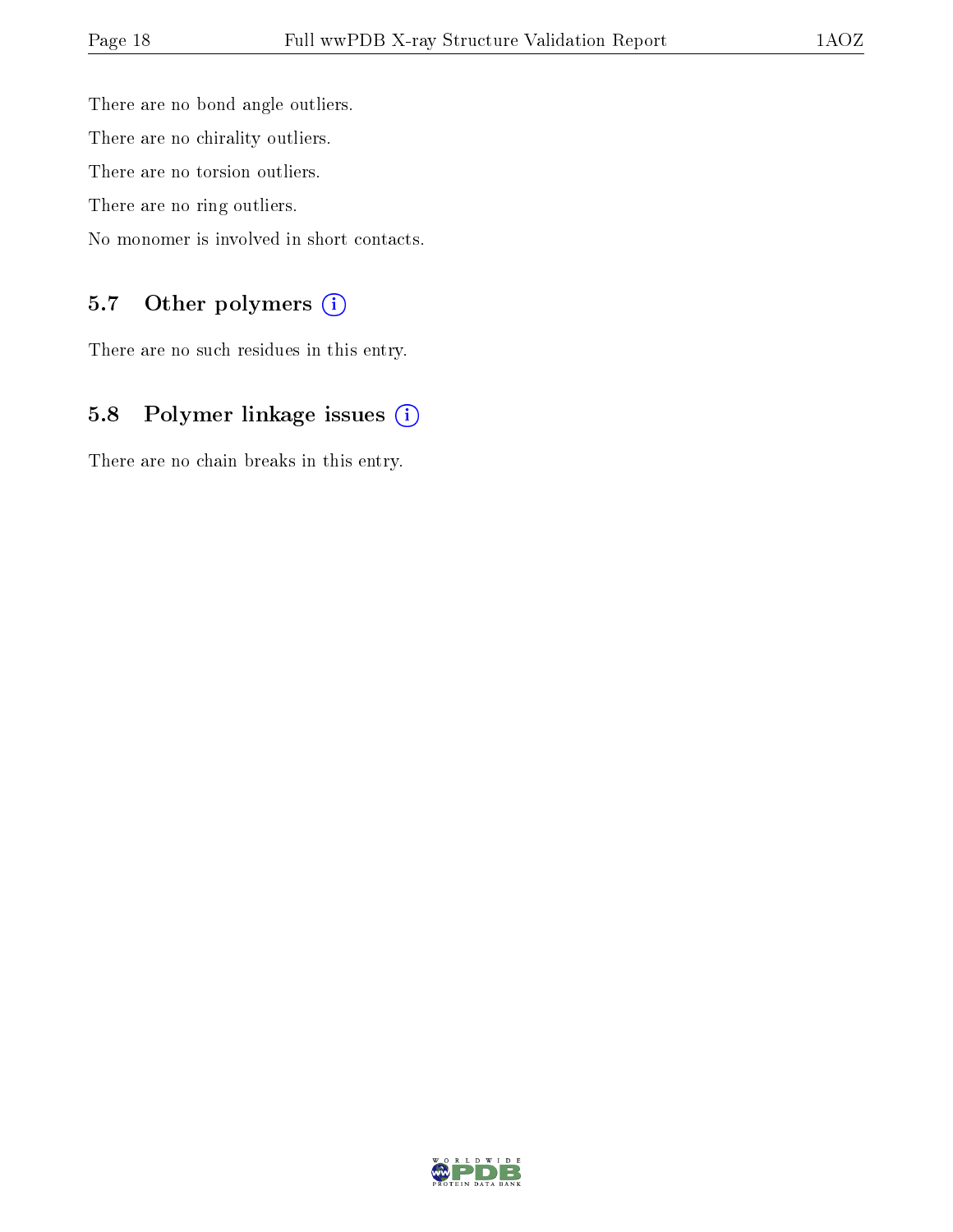There are no bond angle outliers.

There are no chirality outliers.

There are no torsion outliers.

There are no ring outliers.

No monomer is involved in short contacts.

### 5.7 Other polymers (i)

There are no such residues in this entry.

### 5.8 Polymer linkage issues (i)

There are no chain breaks in this entry.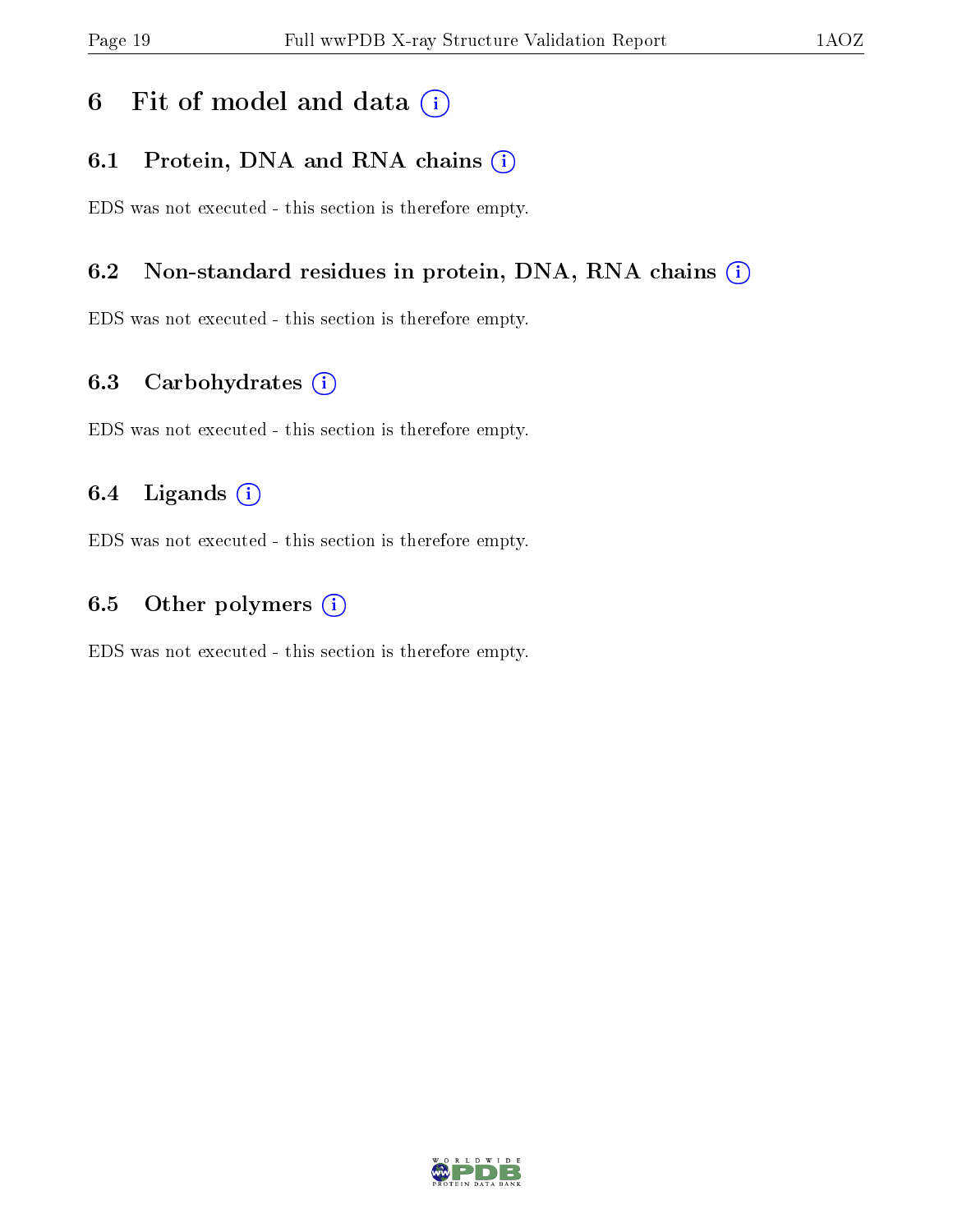# 6 Fit of model and data

## 6.1 Protein, DNA and RNA chains

EDS was not executed - this section is therefore empty.

## 6.2 Non-standard residues in protein, DNA, RNA chains

EDS was not executed - this section is therefore empty.

## 6.3 Carbohydrates

EDS was not executed - this section is therefore empty.

## 6.4 Ligands

EDS was not executed - this section is therefore empty.

## 6.5 Other polymers

EDS was not executed - this section is therefore empty.